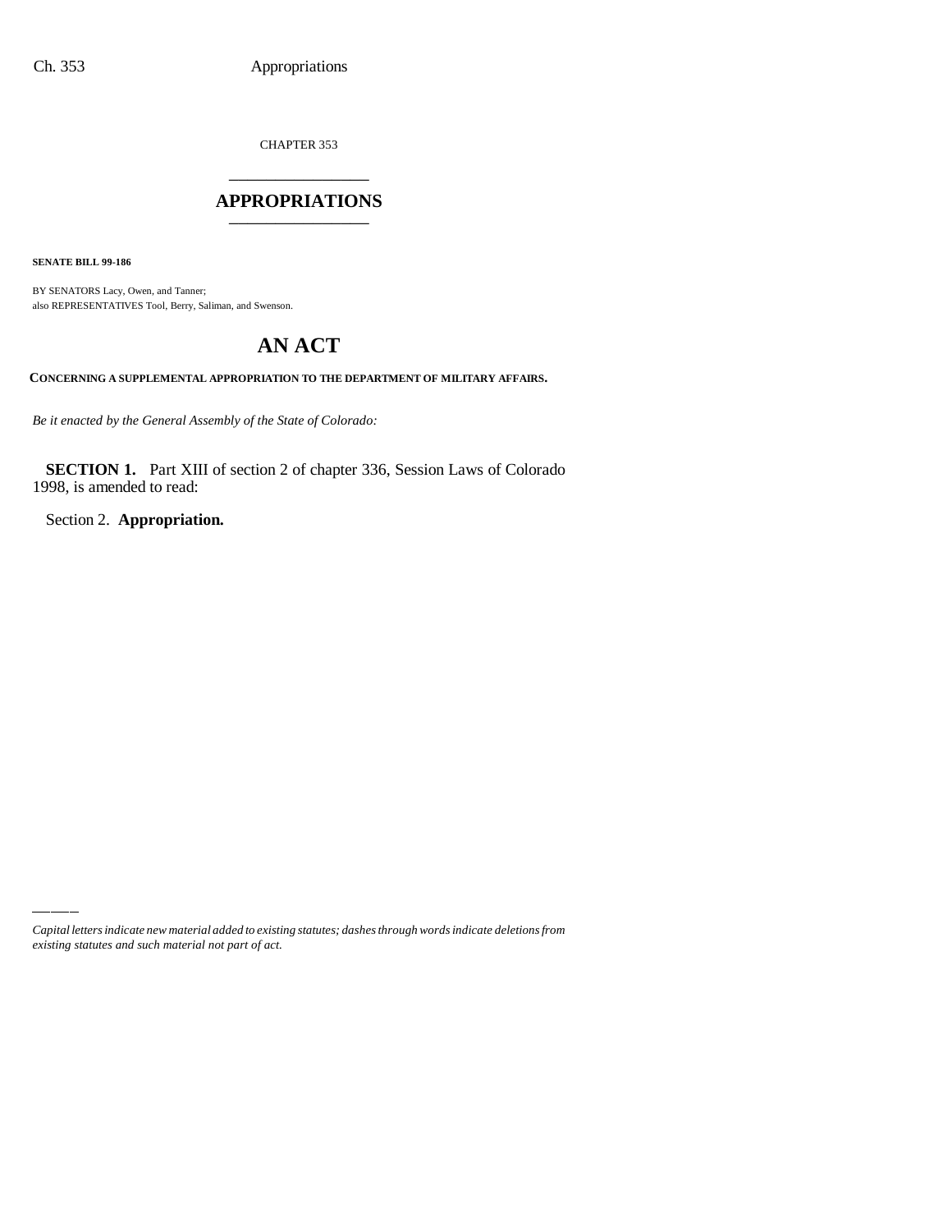CHAPTER 353

# APPROPRIATIONS

**SENATE BILL 99-186**

BY SENATORS Lacy, Owen, and Tanner;
also REPRESENTATIVES Tool, Berry, Saliman, and Swenson.

# AN ACT

**CONCERNING A SUPPLEMENTAL APPROPRIATION TO THE DEPARTMENT OF MILITARY AFFAIRS.**

*Be it enacted by the General Assembly of the State of Colorado:*

**SECTION 1.** Part XIII of section 2 of chapter 336, Session Laws of Colorado 1998, is amended to read:

Section 2. **Appropriation.**

*Capital letters indicate new material added to existing statutes; dashes through words indicate deletions from existing statutes and such material not part of act.*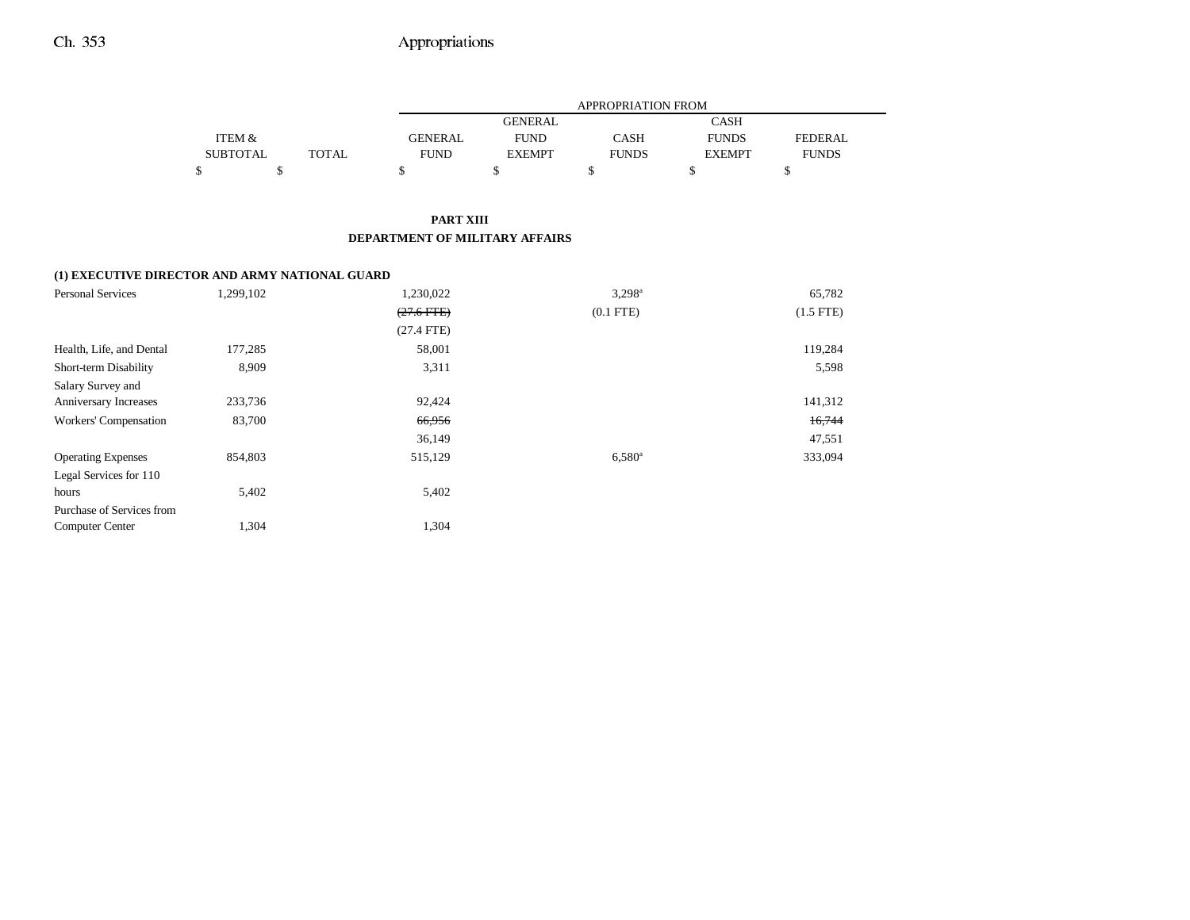| | ITEM & SUBTOTAL | TOTAL | APPROPRIATION FROM GENERAL FUND | GENERAL FUND EXEMPT | CASH FUNDS | CASH FUNDS EXEMPT | FEDERAL FUNDS |
|---|---|---|---|---|---|---|---|
| | $ | $ | $ | $ | $ | $ | $ |

## PART XIII
## DEPARTMENT OF MILITARY AFFAIRS

| | ITEM & SUBTOTAL | TOTAL | GENERAL FUND | GENERAL FUND EXEMPT | CASH FUNDS | CASH FUNDS EXEMPT | FEDERAL FUNDS |
|---|---|---|---|---|---|---|---|
| **(1) EXECUTIVE DIRECTOR AND ARMY NATIONAL GUARD** | | | | | | | |
| Personal Services | 1,299,102 | | 1,230,022 | | 3,298[a] | | 65,782 |
| | | | ~~(27.6 FTE)~~ | | (0.1 FTE) | | (1.5 FTE) |
| | | | (27.4 FTE) | | | | |
| Health, Life, and Dental | 177,285 | | 58,001 | | | | 119,284 |
| Short-term Disability | 8,909 | | 3,311 | | | | 5,598 |
| Salary Survey and Anniversary Increases | 233,736 | | 92,424 | | | | 141,312 |
| Workers' Compensation | 83,700 | | ~~66,956~~ | | | | ~~16,744~~ |
| | | | 36,149 | | | | 47,551 |
| Operating Expenses | 854,803 | | 515,129 | | 6,580[a] | | 333,094 |
| Legal Services for 110 hours | 5,402 | | 5,402 | | | | |
| Purchase of Services from Computer Center | 1,304 | | 1,304 | | | | |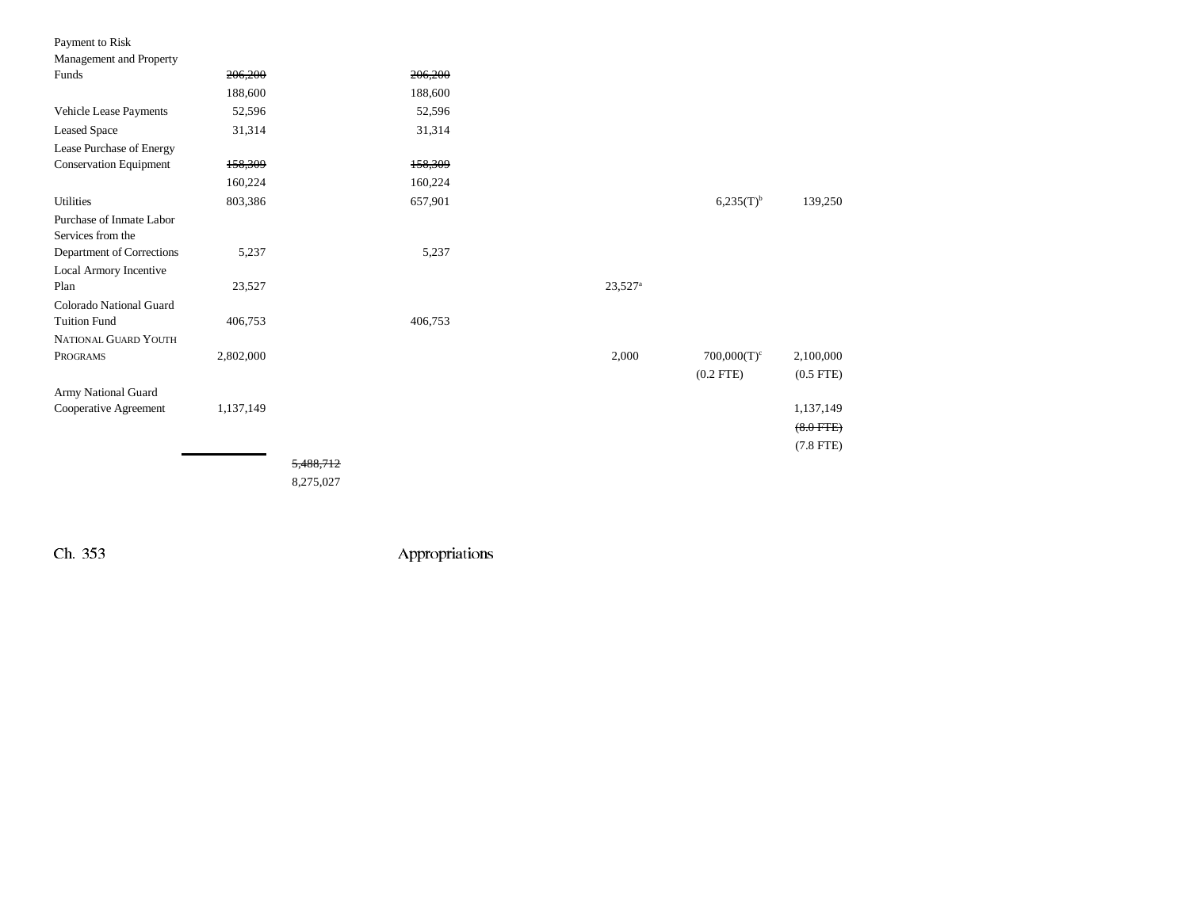| | | | | | | |
|---|---|---|---|---|---|---|
| Payment to Risk Management and Property Funds | ~~206,200~~ 188,600 | | ~~206,200~~ 188,600 | | | |
| Vehicle Lease Payments | 52,596 | | 52,596 | | | |
| Leased Space | 31,314 | | 31,314 | | | |
| Lease Purchase of Energy Conservation Equipment | ~~158,309~~ 160,224 | | ~~158,309~~ 160,224 | | | |
| Utilities | 803,386 | | 657,901 | | 6,235(T)[b] | 139,250 |
| Purchase of Inmate Labor Services from the Department of Corrections | 5,237 | | 5,237 | | | |
| Local Armory Incentive Plan | 23,527 | | | 23,527[a] | | |
| Colorado National Guard Tuition Fund | 406,753 | | 406,753 | | | |
| NATIONAL GUARD YOUTH PROGRAMS | 2,802,000 | | | 2,000 | 700,000(T)[c] (0.2 FTE) | 2,100,000 (0.5 FTE) |
| Army National Guard Cooperative Agreement | 1,137,149 | | | | | 1,137,149 ~~(8.0 FTE)~~ (7.8 FTE) |
| | | ~~5,488,712~~ 8,275,027 | | | | |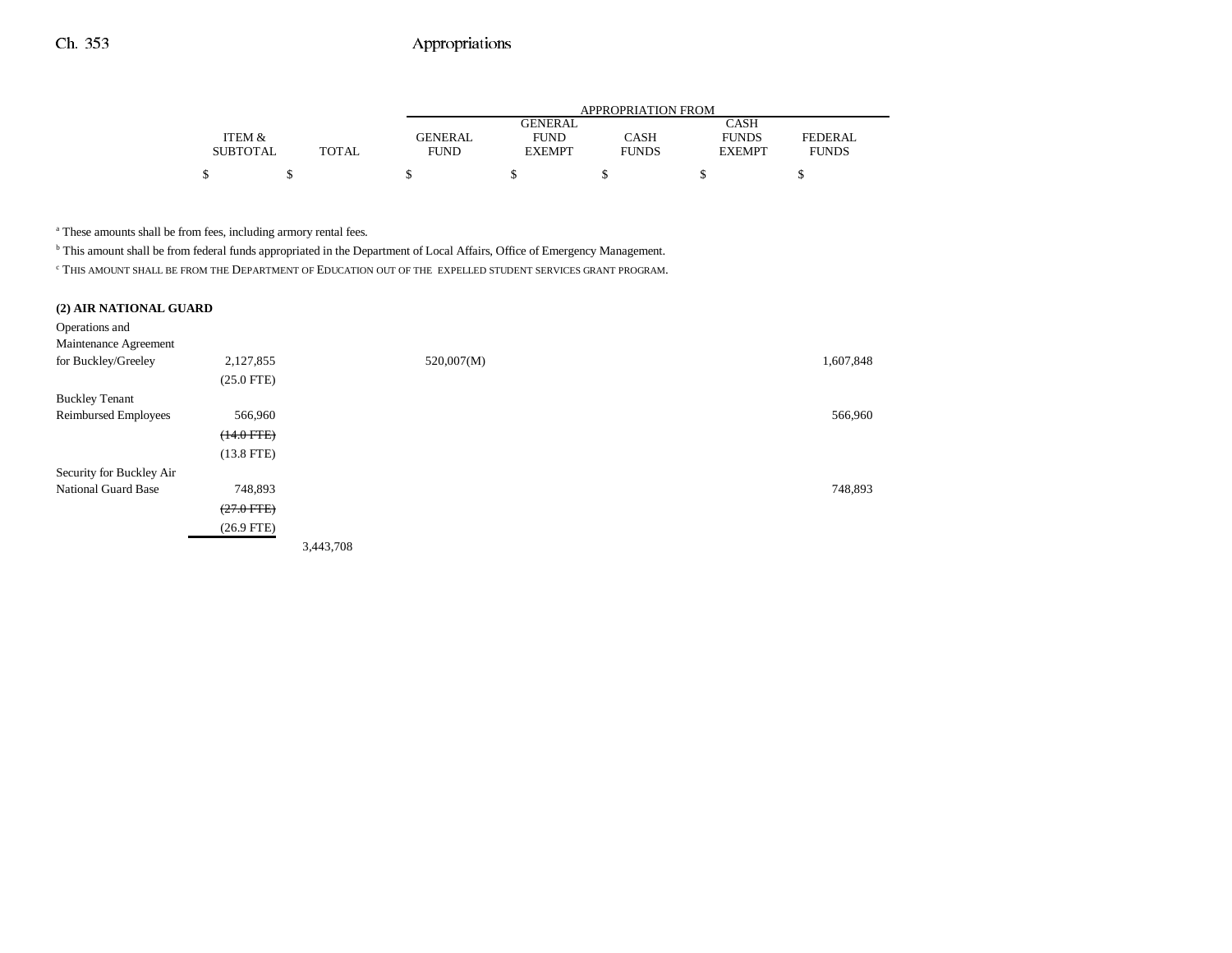| | ITEM & SUBTOTAL | TOTAL | GENERAL FUND | GENERAL FUND EXEMPT | CASH FUNDS | CASH FUNDS EXEMPT | FEDERAL FUNDS |
|---|---|---|---|---|---|---|---|
| | | | APPROPRIATION FROM | | | | |
| | $ | $ | $ | $ | $ | $ | $ |

[a] These amounts shall be from fees, including armory rental fees.

[b] This amount shall be from federal funds appropriated in the Department of Local Affairs, Office of Emergency Management.

[c] THIS AMOUNT SHALL BE FROM THE DEPARTMENT OF EDUCATION OUT OF THE EXPELLED STUDENT SERVICES GRANT PROGRAM.

**(2) AIR NATIONAL GUARD**

| | ITEM & SUBTOTAL | TOTAL | GENERAL FUND | GENERAL FUND EXEMPT | CASH FUNDS | CASH FUNDS EXEMPT | FEDERAL FUNDS |
|---|---|---|---|---|---|---|---|
| Operations and Maintenance Agreement for Buckley/Greeley | 2,127,855 | | 520,007(M) | | | | 1,607,848 |
| | (25.0 FTE) | | | | | | |
| Buckley Tenant Reimbursed Employees | 566,960 | | | | | | 566,960 |
| | ~~(14.0 FTE)~~ | | | | | | |
| | (13.8 FTE) | | | | | | |
| Security for Buckley Air National Guard Base | 748,893 | | | | | | 748,893 |
| | ~~(27.0 FTE)~~ | | | | | | |
| | (26.9 FTE) | | | | | | |
| | | 3,443,708 | | | | | |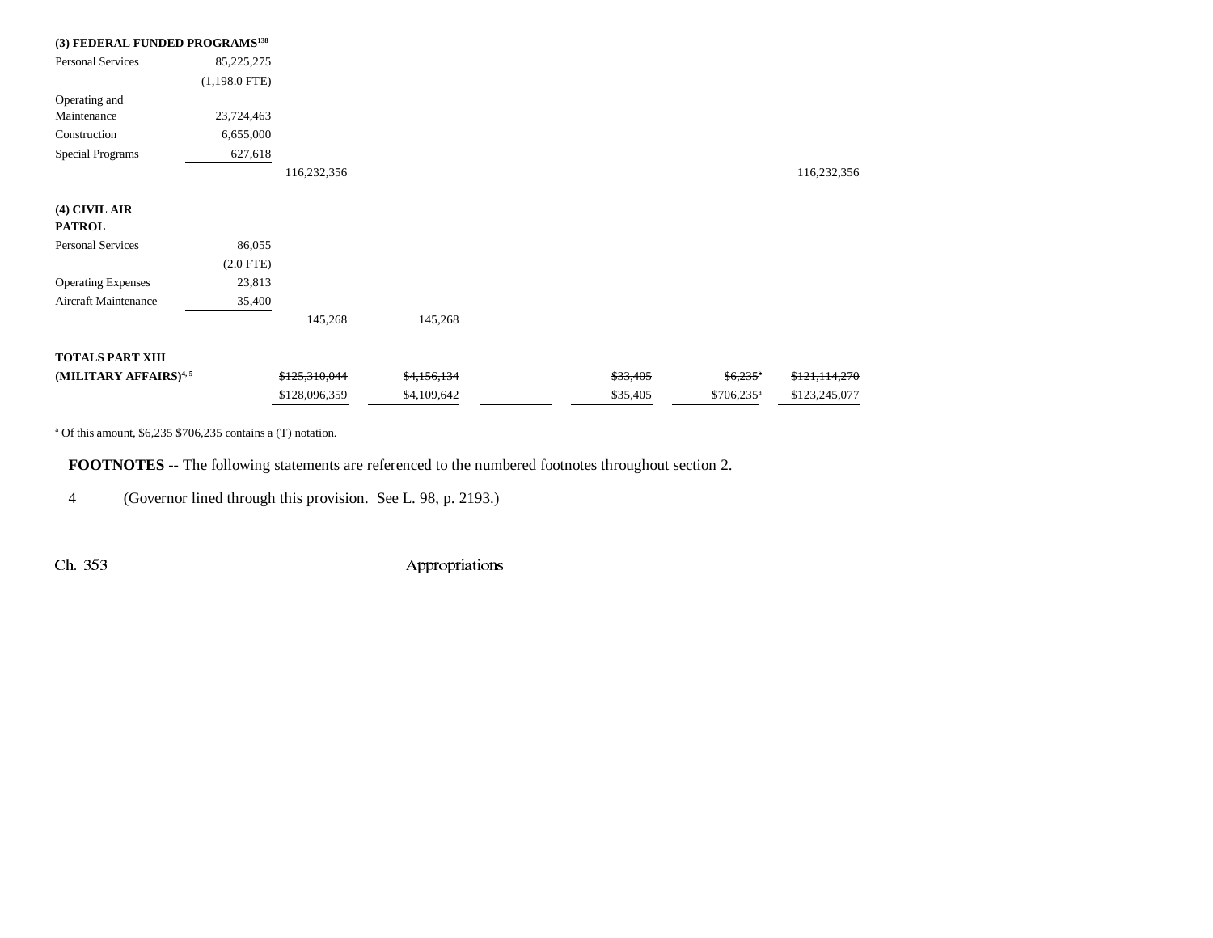| | | | | | | | |
|---|---|---|---|---|---|---|---|
| **(3) FEDERAL FUNDED PROGRAMS**[138] | | | | | | | |
| Personal Services | 85,225,275 | | | | | | |
| | (1,198.0 FTE) | | | | | | |
| Operating and Maintenance | 23,724,463 | | | | | | |
| Construction | 6,655,000 | | | | | | |
| Special Programs | 627,618 | | | | | | |
| | | 116,232,356 | | | | | 116,232,356 |
| **(4) CIVIL AIR PATROL** | | | | | | | |
| Personal Services | 86,055 | | | | | | |
| | (2.0 FTE) | | | | | | |
| Operating Expenses | 23,813 | | | | | | |
| Aircraft Maintenance | 35,400 | | | | | | |
| | | 145,268 | 145,268 | | | | |
| **TOTALS PART XIII (MILITARY AFFAIRS)**[4, 5] | | ~~$125,310,044~~ | ~~$4,156,134~~ | | ~~$33,405~~ | ~~$6,235~~[a] | ~~$121,114,270~~ |
| | | $128,096,359 | $4,109,642 | | $35,405 | $706,235[a] | $123,245,077 |

[a] Of this amount, ~~$6,235~~ $706,235 contains a (T) notation.

**FOOTNOTES** -- The following statements are referenced to the numbered footnotes throughout section 2.

4 (Governor lined through this provision. See L. 98, p. 2193.)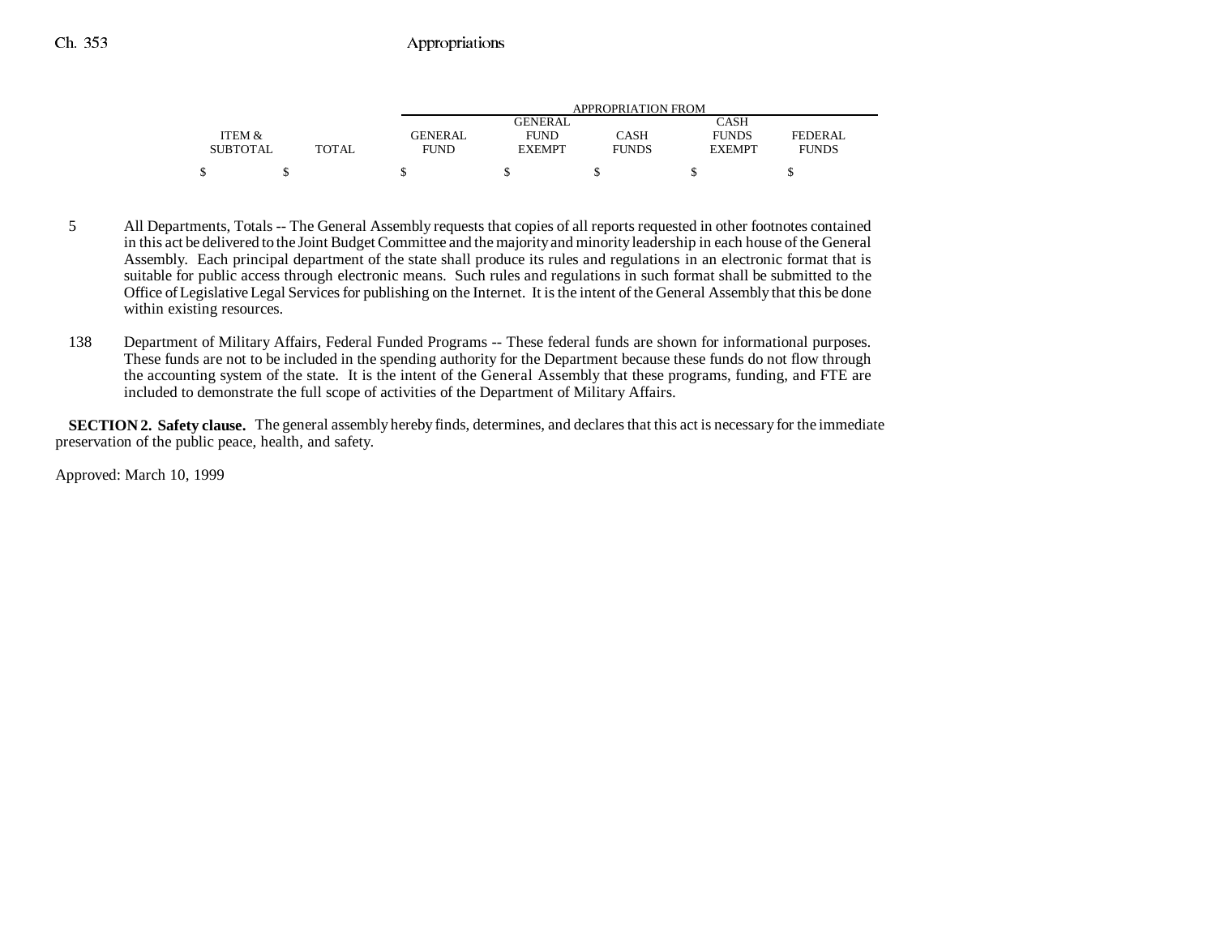| ITEM & SUBTOTAL | TOTAL | APPROPRIATION FROM GENERAL FUND | GENERAL FUND EXEMPT | CASH FUNDS | CASH FUNDS EXEMPT | FEDERAL FUNDS |
|---|---|---|---|---|---|---|
| $ | $ | $ | $ | $ | $ | $ |

5 All Departments, Totals -- The General Assembly requests that copies of all reports requested in other footnotes contained in this act be delivered to the Joint Budget Committee and the majority and minority leadership in each house of the General Assembly. Each principal department of the state shall produce its rules and regulations in an electronic format that is suitable for public access through electronic means. Such rules and regulations in such format shall be submitted to the Office of Legislative Legal Services for publishing on the Internet. It is the intent of the General Assembly that this be done within existing resources.

138 Department of Military Affairs, Federal Funded Programs -- These federal funds are shown for informational purposes. These funds are not to be included in the spending authority for the Department because these funds do not flow through the accounting system of the state. It is the intent of the General Assembly that these programs, funding, and FTE are included to demonstrate the full scope of activities of the Department of Military Affairs.

**SECTION 2. Safety clause.** The general assembly hereby finds, determines, and declares that this act is necessary for the immediate preservation of the public peace, health, and safety.

Approved: March 10, 1999